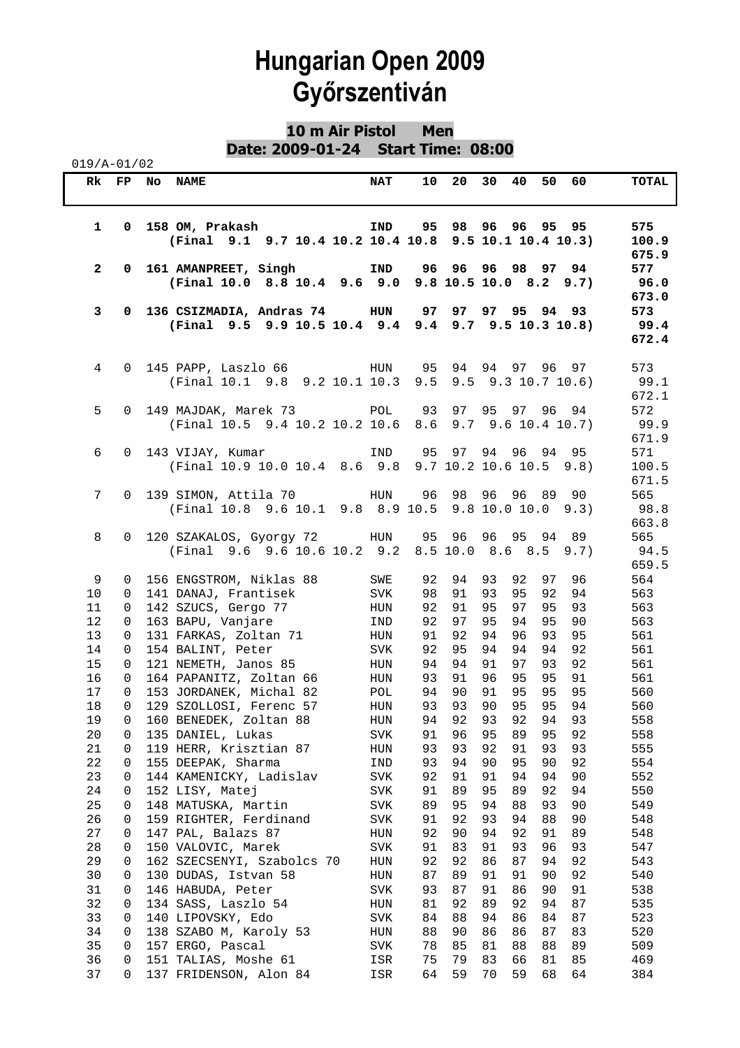# Hungarian Open 2009
# Győrszentiván

## 10 m Air Pistol Men

**Date: 2009-01-24 Start Time: 08:00**

019/A-01/02

| Rk | FP | No | NAME | NAT | 10 | 20 | 30 | 40 | 50 | 60 | TOTAL |
|---|---|---|---|---|---|---|---|---|---|---|---|
| **1** | **0** | **158** | **OM, Prakash** | **IND** | **95** | **98** | **96** | **96** | **95** | **95** | **575** |
| | | | **(Final 9.1 9.7 10.4 10.2 10.4 10.8 9.5 10.1 10.4 10.3)** | | | | | | | | **100.9** |
| | | | | | | | | | | | **675.9** |
| **2** | **0** | **161** | **AMANPREET, Singh** | **IND** | **96** | **96** | **96** | **98** | **97** | **94** | **577** |
| | | | **(Final 10.0 8.8 10.4 9.6 9.0 9.8 10.5 10.0 8.2 9.7)** | | | | | | | | **96.0** |
| | | | | | | | | | | | **673.0** |
| **3** | **0** | **136** | **CSIZMADIA, Andras 74** | **HUN** | **97** | **97** | **97** | **95** | **94** | **93** | **573** |
| | | | **(Final 9.5 9.9 10.5 10.4 9.4 9.4 9.7 9.5 10.3 10.8)** | | | | | | | | **99.4** |
| | | | | | | | | | | | **672.4** |
| 4 | 0 | 145 | PAPP, Laszlo 66 | HUN | 95 | 94 | 94 | 97 | 96 | 97 | 573 |
| | | | (Final 10.1 9.8 9.2 10.1 10.3 9.5 9.5 9.3 10.7 10.6) | | | | | | | | 99.1 |
| | | | | | | | | | | | 672.1 |
| 5 | 0 | 149 | MAJDAK, Marek 73 | POL | 93 | 97 | 95 | 97 | 96 | 94 | 572 |
| | | | (Final 10.5 9.4 10.2 10.2 10.6 8.6 9.7 9.6 10.4 10.7) | | | | | | | | 99.9 |
| | | | | | | | | | | | 671.9 |
| 6 | 0 | 143 | VIJAY, Kumar | IND | 95 | 97 | 94 | 96 | 94 | 95 | 571 |
| | | | (Final 10.9 10.0 10.4 8.6 9.8 9.7 10.2 10.6 10.5 9.8) | | | | | | | | 100.5 |
| | | | | | | | | | | | 671.5 |
| 7 | 0 | 139 | SIMON, Attila 70 | HUN | 96 | 98 | 96 | 96 | 89 | 90 | 565 |
| | | | (Final 10.8 9.6 10.1 9.8 8.9 10.5 9.8 10.0 10.0 9.3) | | | | | | | | 98.8 |
| | | | | | | | | | | | 663.8 |
| 8 | 0 | 120 | SZAKALOS, Gyorgy 72 | HUN | 95 | 96 | 96 | 95 | 94 | 89 | 565 |
| | | | (Final 9.6 9.6 10.6 10.2 9.2 8.5 10.0 8.6 8.5 9.7) | | | | | | | | 94.5 |
| | | | | | | | | | | | 659.5 |
| 9 | 0 | 156 | ENGSTROM, Niklas 88 | SWE | 92 | 94 | 93 | 92 | 97 | 96 | 564 |
| 10 | 0 | 141 | DANAJ, Frantisek | SVK | 98 | 91 | 93 | 95 | 92 | 94 | 563 |
| 11 | 0 | 142 | SZUCS, Gergo 77 | HUN | 92 | 91 | 95 | 97 | 95 | 93 | 563 |
| 12 | 0 | 163 | BAPU, Vanjare | IND | 92 | 97 | 95 | 94 | 95 | 90 | 563 |
| 13 | 0 | 131 | FARKAS, Zoltan 71 | HUN | 91 | 92 | 94 | 96 | 93 | 95 | 561 |
| 14 | 0 | 154 | BALINT, Peter | SVK | 92 | 95 | 94 | 94 | 94 | 92 | 561 |
| 15 | 0 | 121 | NEMETH, Janos 85 | HUN | 94 | 94 | 91 | 97 | 93 | 92 | 561 |
| 16 | 0 | 164 | PAPANITZ, Zoltan 66 | HUN | 93 | 91 | 96 | 95 | 95 | 91 | 561 |
| 17 | 0 | 153 | JORDANEK, Michal 82 | POL | 94 | 90 | 91 | 95 | 95 | 95 | 560 |
| 18 | 0 | 129 | SZOLLOSI, Ferenc 57 | HUN | 93 | 93 | 90 | 95 | 95 | 94 | 560 |
| 19 | 0 | 160 | BENEDEK, Zoltan 88 | HUN | 94 | 92 | 93 | 92 | 94 | 93 | 558 |
| 20 | 0 | 135 | DANIEL, Lukas | SVK | 91 | 96 | 95 | 89 | 95 | 92 | 558 |
| 21 | 0 | 119 | HERR, Krisztian 87 | HUN | 93 | 93 | 92 | 91 | 93 | 93 | 555 |
| 22 | 0 | 155 | DEEPAK, Sharma | IND | 93 | 94 | 90 | 95 | 90 | 92 | 554 |
| 23 | 0 | 144 | KAMENICKY, Ladislav | SVK | 92 | 91 | 91 | 94 | 94 | 90 | 552 |
| 24 | 0 | 152 | LISY, Matej | SVK | 91 | 89 | 95 | 89 | 92 | 94 | 550 |
| 25 | 0 | 148 | MATUSKA, Martin | SVK | 89 | 95 | 94 | 88 | 93 | 90 | 549 |
| 26 | 0 | 159 | RIGHTER, Ferdinand | SVK | 91 | 92 | 93 | 94 | 88 | 90 | 548 |
| 27 | 0 | 147 | PAL, Balazs 87 | HUN | 92 | 90 | 94 | 92 | 91 | 89 | 548 |
| 28 | 0 | 150 | VALOVIC, Marek | SVK | 91 | 83 | 91 | 93 | 96 | 93 | 547 |
| 29 | 0 | 162 | SZECSENYI, Szabolcs 70 | HUN | 92 | 92 | 86 | 87 | 94 | 92 | 543 |
| 30 | 0 | 130 | DUDAS, Istvan 58 | HUN | 87 | 89 | 91 | 91 | 90 | 92 | 540 |
| 31 | 0 | 146 | HABUDA, Peter | SVK | 93 | 87 | 91 | 86 | 90 | 91 | 538 |
| 32 | 0 | 134 | SASS, Laszlo 54 | HUN | 81 | 92 | 89 | 92 | 94 | 87 | 535 |
| 33 | 0 | 140 | LIPOVSKY, Edo | SVK | 84 | 88 | 94 | 86 | 84 | 87 | 523 |
| 34 | 0 | 138 | SZABO M, Karoly 53 | HUN | 88 | 90 | 86 | 86 | 87 | 83 | 520 |
| 35 | 0 | 157 | ERGO, Pascal | SVK | 78 | 85 | 81 | 88 | 88 | 89 | 509 |
| 36 | 0 | 151 | TALIAS, Moshe 61 | ISR | 75 | 79 | 83 | 66 | 81 | 85 | 469 |
| 37 | 0 | 137 | FRIDENSON, Alon 84 | ISR | 64 | 59 | 70 | 59 | 68 | 64 | 384 |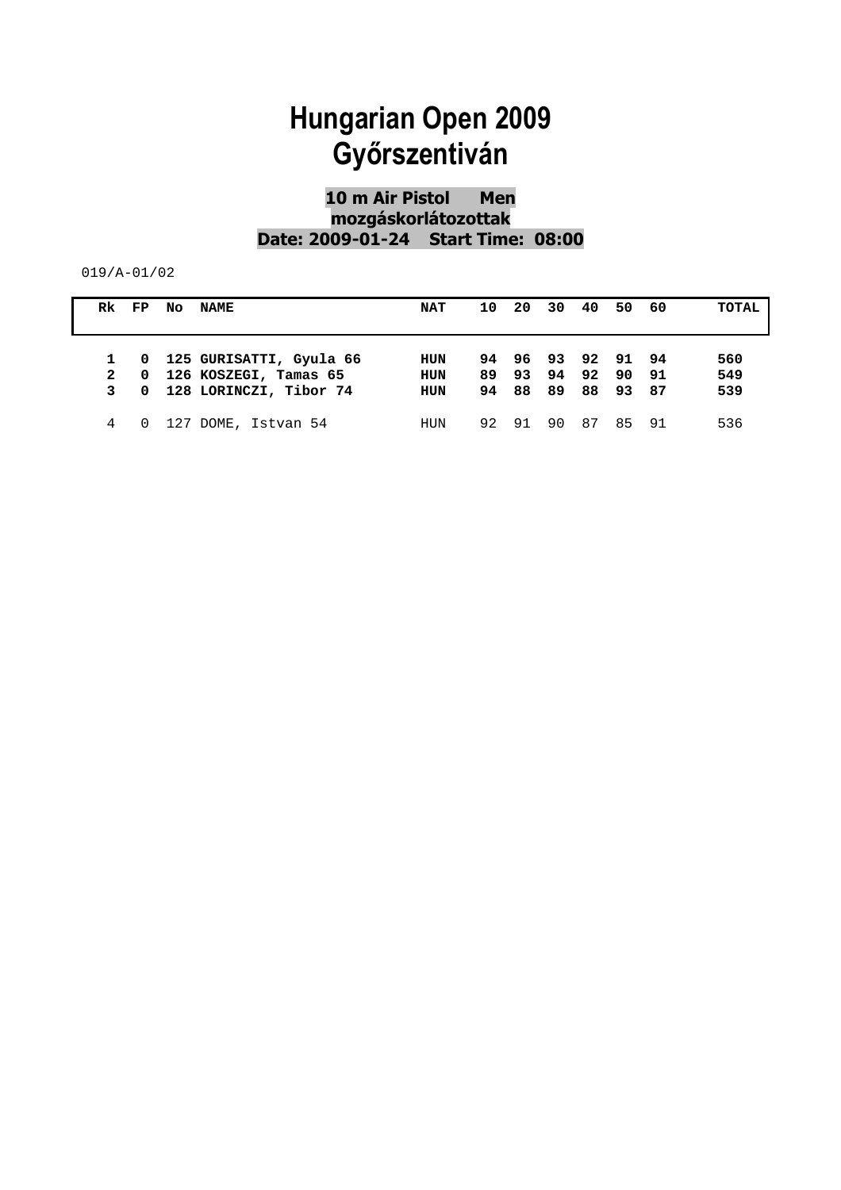# Hungarian Open 2009
# Győrszentiván

**10 m Air Pistol Men**
**mozgáskorlátozottak**
**Date: 2009-01-24 Start Time: 08:00**

019/A-01/02

| Rk | FP | No | NAME | NAT | 10 | 20 | 30 | 40 | 50 | 60 | TOTAL |
|---|---|---|---|---|---|---|---|---|---|---|---|
| **1** | **0** | **125** | **GURISATTI, Gyula 66** | **HUN** | **94** | **96** | **93** | **92** | **91** | **94** | **560** |
| **2** | **0** | **126** | **KOSZEGI, Tamas 65** | **HUN** | **89** | **93** | **94** | **92** | **90** | **91** | **549** |
| **3** | **0** | **128** | **LORINCZI, Tibor 74** | **HUN** | **94** | **88** | **89** | **88** | **93** | **87** | **539** |
| 4 | 0 | 127 | DOME, Istvan 54 | HUN | 92 | 91 | 90 | 87 | 85 | 91 | 536 |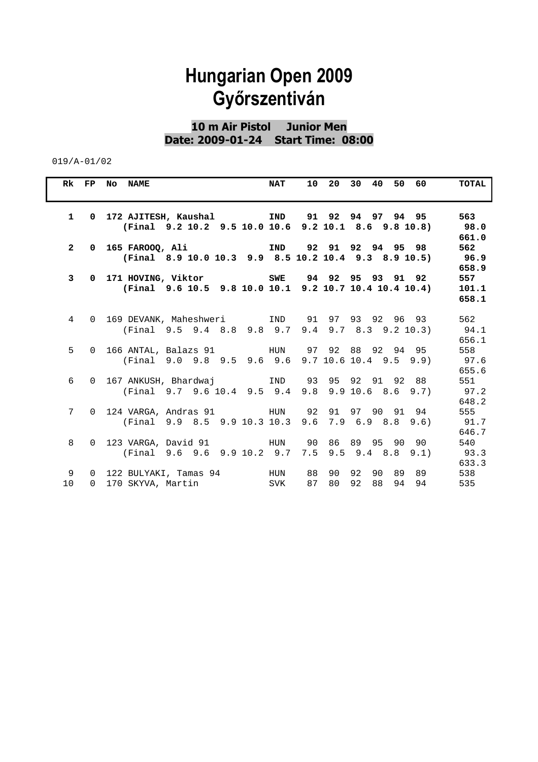# Hungarian Open 2009
# Győrszentiván

**10 m Air Pistol  Junior Men**
**Date: 2009-01-24  Start Time: 08:00**

019/A-01/02

| Rk | FP | No | NAME | NAT | 10 | 20 | 30 | 40 | 50 | 60 | TOTAL |
|---|---|---|---|---|---|---|---|---|---|---|---|
| **1** | **0** | **172** | **AJITESH, Kaushal** | **IND** | **91** | **92** | **94** | **97** | **94** | **95** | **563** |
| | | | **(Final 9.2 10.2 9.5 10.0 10.6 9.2 10.1 8.6 9.8 10.8)** | | | | | | | | **98.0** |
| | | | | | | | | | | | **661.0** |
| **2** | **0** | **165** | **FAROOQ, Ali** | **IND** | **92** | **91** | **92** | **94** | **95** | **98** | **562** |
| | | | **(Final 8.9 10.0 10.3 9.9 8.5 10.2 10.4 9.3 8.9 10.5)** | | | | | | | | **96.9** |
| | | | | | | | | | | | **658.9** |
| **3** | **0** | **171** | **HOVING, Viktor** | **SWE** | **94** | **92** | **95** | **93** | **91** | **92** | **557** |
| | | | **(Final 9.6 10.5 9.8 10.0 10.1 9.2 10.7 10.4 10.4 10.4)** | | | | | | | | **101.1** |
| | | | | | | | | | | | **658.1** |
| 4 | 0 | 169 | DEVANK, Maheshweri | IND | 91 | 97 | 93 | 92 | 96 | 93 | 562 |
| | | | (Final 9.5 9.4 8.8 9.8 9.7 9.4 9.7 8.3 9.2 10.3) | | | | | | | | 94.1 |
| | | | | | | | | | | | 656.1 |
| 5 | 0 | 166 | ANTAL, Balazs 91 | HUN | 97 | 92 | 88 | 92 | 94 | 95 | 558 |
| | | | (Final 9.0 9.8 9.5 9.6 9.6 9.7 10.6 10.4 9.5 9.9) | | | | | | | | 97.6 |
| | | | | | | | | | | | 655.6 |
| 6 | 0 | 167 | ANKUSH, Bhardwaj | IND | 93 | 95 | 92 | 91 | 92 | 88 | 551 |
| | | | (Final 9.7 9.6 10.4 9.5 9.4 9.8 9.9 10.6 8.6 9.7) | | | | | | | | 97.2 |
| | | | | | | | | | | | 648.2 |
| 7 | 0 | 124 | VARGA, Andras 91 | HUN | 92 | 91 | 97 | 90 | 91 | 94 | 555 |
| | | | (Final 9.9 8.5 9.9 10.3 10.3 9.6 7.9 6.9 8.8 9.6) | | | | | | | | 91.7 |
| | | | | | | | | | | | 646.7 |
| 8 | 0 | 123 | VARGA, David 91 | HUN | 90 | 86 | 89 | 95 | 90 | 90 | 540 |
| | | | (Final 9.6 9.6 9.9 10.2 9.7 7.5 9.5 9.4 8.8 9.1) | | | | | | | | 93.3 |
| | | | | | | | | | | | 633.3 |
| 9 | 0 | 122 | BULYAKI, Tamas 94 | HUN | 88 | 90 | 92 | 90 | 89 | 89 | 538 |
| 10 | 0 | 170 | SKYVA, Martin | SVK | 87 | 80 | 92 | 88 | 94 | 94 | 535 |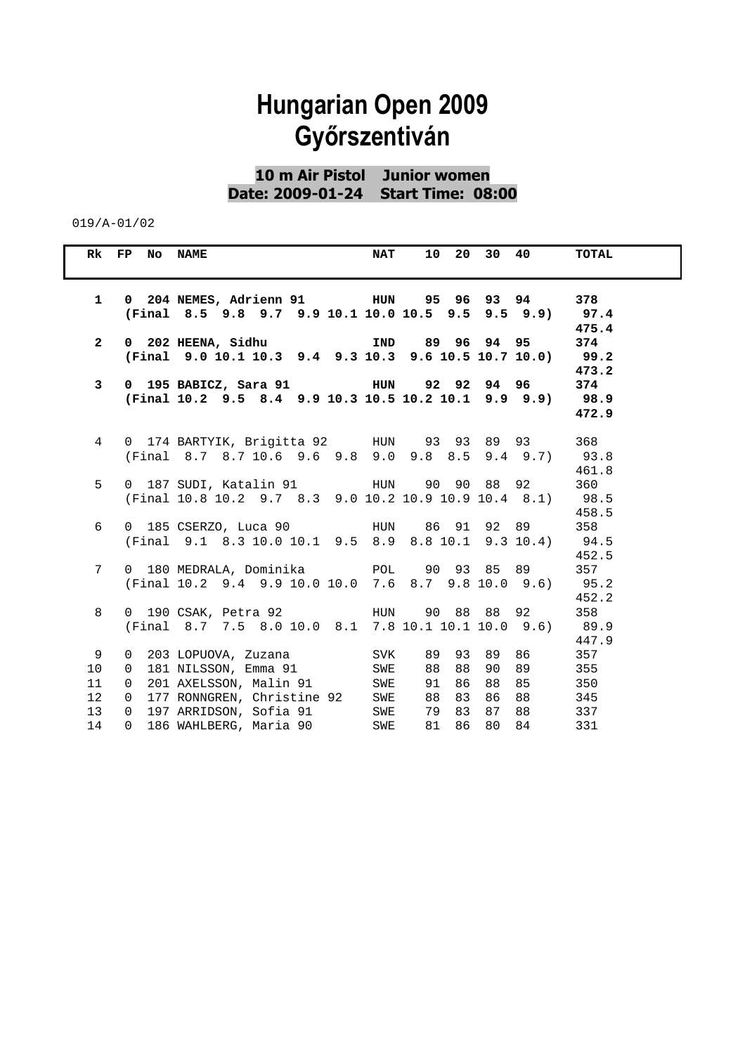# Hungarian Open 2009
# Győrszentiván

**10 m Air Pistol Junior women**
**Date: 2009-01-24 Start Time: 08:00**

019/A-01/02

| Rk | FP | No | NAME | NAT | 10 | 20 | 30 | 40 | TOTAL |
|---|---|---|---|---|---|---|---|---|---|
| **1** | **0** | **204** | **NEMES, Adrienn 91** | **HUN** | **95** | **96** | **93** | **94** | **378** |
| | | | **(Final 8.5 9.8 9.7 9.9 10.1 10.0 10.5 9.5 9.5 9.9)** | | | | | | **97.4** |
| | | | | | | | | | **475.4** |
| **2** | **0** | **202** | **HEENA, Sidhu** | **IND** | **89** | **96** | **94** | **95** | **374** |
| | | | **(Final 9.0 10.1 10.3 9.4 9.3 10.3 9.6 10.5 10.7 10.0)** | | | | | | **99.2** |
| | | | | | | | | | **473.2** |
| **3** | **0** | **195** | **BABICZ, Sara 91** | **HUN** | **92** | **92** | **94** | **96** | **374** |
| | | | **(Final 10.2 9.5 8.4 9.9 10.3 10.5 10.2 10.1 9.9 9.9)** | | | | | | **98.9** |
| | | | | | | | | | **472.9** |
| 4 | 0 | 174 | BARTYIK, Brigitta 92 | HUN | 93 | 93 | 89 | 93 | 368 |
| | | | (Final 8.7 8.7 10.6 9.6 9.8 9.0 9.8 8.5 9.4 9.7) | | | | | | 93.8 |
| | | | | | | | | | 461.8 |
| 5 | 0 | 187 | SUDI, Katalin 91 | HUN | 90 | 90 | 88 | 92 | 360 |
| | | | (Final 10.8 10.2 9.7 8.3 9.0 10.2 10.9 10.9 10.4 8.1) | | | | | | 98.5 |
| | | | | | | | | | 458.5 |
| 6 | 0 | 185 | CSERZO, Luca 90 | HUN | 86 | 91 | 92 | 89 | 358 |
| | | | (Final 9.1 8.3 10.0 10.1 9.5 8.9 8.8 10.1 9.3 10.4) | | | | | | 94.5 |
| | | | | | | | | | 452.5 |
| 7 | 0 | 180 | MEDRALA, Dominika | POL | 90 | 93 | 85 | 89 | 357 |
| | | | (Final 10.2 9.4 9.9 10.0 10.0 7.6 8.7 9.8 10.0 9.6) | | | | | | 95.2 |
| | | | | | | | | | 452.2 |
| 8 | 0 | 190 | CSAK, Petra 92 | HUN | 90 | 88 | 88 | 92 | 358 |
| | | | (Final 8.7 7.5 8.0 10.0 8.1 7.8 10.1 10.1 10.0 9.6) | | | | | | 89.9 |
| | | | | | | | | | 447.9 |
| 9 | 0 | 203 | LOPUOVA, Zuzana | SVK | 89 | 93 | 89 | 86 | 357 |
| 10 | 0 | 181 | NILSSON, Emma 91 | SWE | 88 | 88 | 90 | 89 | 355 |
| 11 | 0 | 201 | AXELSSON, Malin 91 | SWE | 91 | 86 | 88 | 85 | 350 |
| 12 | 0 | 177 | RONNGREN, Christine 92 | SWE | 88 | 83 | 86 | 88 | 345 |
| 13 | 0 | 197 | ARRIDSON, Sofia 91 | SWE | 79 | 83 | 87 | 88 | 337 |
| 14 | 0 | 186 | WAHLBERG, Maria 90 | SWE | 81 | 86 | 80 | 84 | 331 |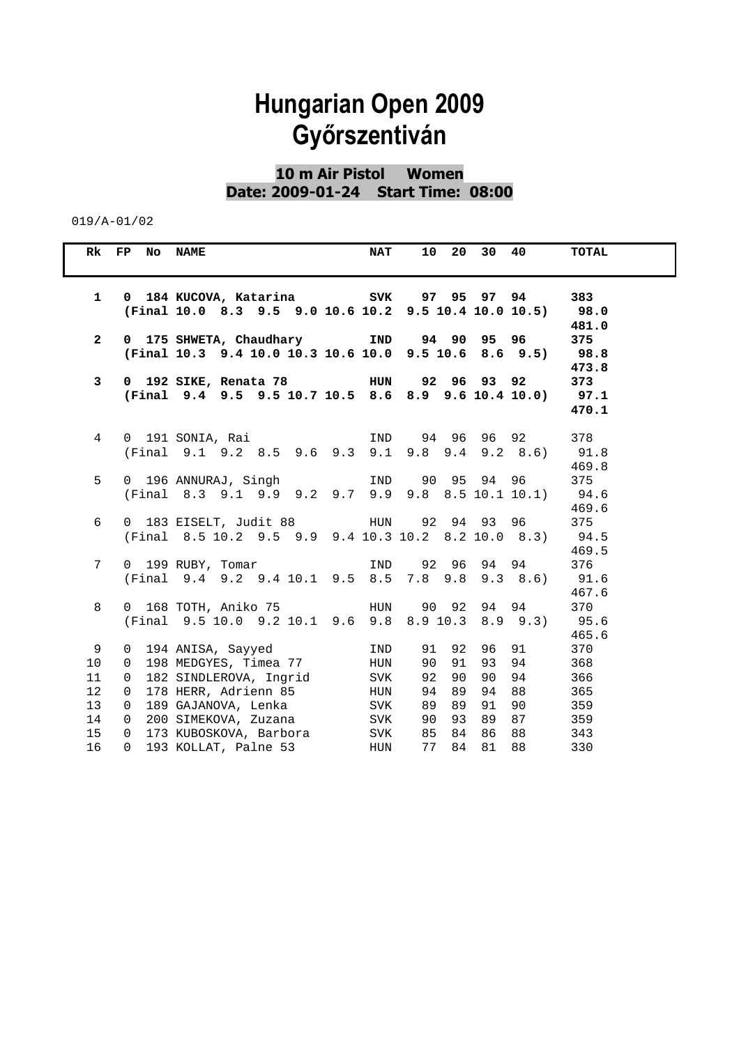# Hungarian Open 2009
# Győrszentiván

**10 m Air Pistol Women**
**Date: 2009-01-24 Start Time: 08:00**

019/A-01/02

| Rk | FP | No | NAME | NAT | 10 | 20 | 30 | 40 | TOTAL |
|---|---|---|---|---|---|---|---|---|---|
| **1** | **0** | **184** | **KUCOVA, Katarina** | **SVK** | **97** | **95** | **97** | **94** | **383** |
| | | | **(Final 10.0 8.3 9.5 9.0 10.6 10.2 9.5 10.4 10.0 10.5)** | | | | | | **98.0** |
| | | | | | | | | | **481.0** |
| **2** | **0** | **175** | **SHWETA, Chaudhary** | **IND** | **94** | **90** | **95** | **96** | **375** |
| | | | **(Final 10.3 9.4 10.0 10.3 10.6 10.0 9.5 10.6 8.6 9.5)** | | | | | | **98.8** |
| | | | | | | | | | **473.8** |
| **3** | **0** | **192** | **SIKE, Renata 78** | **HUN** | **92** | **96** | **93** | **92** | **373** |
| | | | **(Final 9.4 9.5 9.5 10.7 10.5 8.6 8.9 9.6 10.4 10.0)** | | | | | | **97.1** |
| | | | | | | | | | **470.1** |
| 4 | 0 | 191 | SONIA, Rai | IND | 94 | 96 | 96 | 92 | 378 |
| | | | (Final 9.1 9.2 8.5 9.6 9.3 9.1 9.8 9.4 9.2 8.6) | | | | | | 91.8 |
| | | | | | | | | | 469.8 |
| 5 | 0 | 196 | ANNURAJ, Singh | IND | 90 | 95 | 94 | 96 | 375 |
| | | | (Final 8.3 9.1 9.9 9.2 9.7 9.9 9.8 8.5 10.1 10.1) | | | | | | 94.6 |
| | | | | | | | | | 469.6 |
| 6 | 0 | 183 | EISELT, Judit 88 | HUN | 92 | 94 | 93 | 96 | 375 |
| | | | (Final 8.5 10.2 9.5 9.9 9.4 10.3 10.2 8.2 10.0 8.3) | | | | | | 94.5 |
| | | | | | | | | | 469.5 |
| 7 | 0 | 199 | RUBY, Tomar | IND | 92 | 96 | 94 | 94 | 376 |
| | | | (Final 9.4 9.2 9.4 10.1 9.5 8.5 7.8 9.8 9.3 8.6) | | | | | | 91.6 |
| | | | | | | | | | 467.6 |
| 8 | 0 | 168 | TOTH, Aniko 75 | HUN | 90 | 92 | 94 | 94 | 370 |
| | | | (Final 9.5 10.0 9.2 10.1 9.6 9.8 8.9 10.3 8.9 9.3) | | | | | | 95.6 |
| | | | | | | | | | 465.6 |
| 9 | 0 | 194 | ANISA, Sayyed | IND | 91 | 92 | 96 | 91 | 370 |
| 10 | 0 | 198 | MEDGYES, Timea 77 | HUN | 90 | 91 | 93 | 94 | 368 |
| 11 | 0 | 182 | SINDLEROVA, Ingrid | SVK | 92 | 90 | 90 | 94 | 366 |
| 12 | 0 | 178 | HERR, Adrienn 85 | HUN | 94 | 89 | 94 | 88 | 365 |
| 13 | 0 | 189 | GAJANOVA, Lenka | SVK | 89 | 89 | 91 | 90 | 359 |
| 14 | 0 | 200 | SIMEKOVA, Zuzana | SVK | 90 | 93 | 89 | 87 | 359 |
| 15 | 0 | 173 | KUBOSKOVA, Barbora | SVK | 85 | 84 | 86 | 88 | 343 |
| 16 | 0 | 193 | KOLLAT, Palne 53 | HUN | 77 | 84 | 81 | 88 | 330 |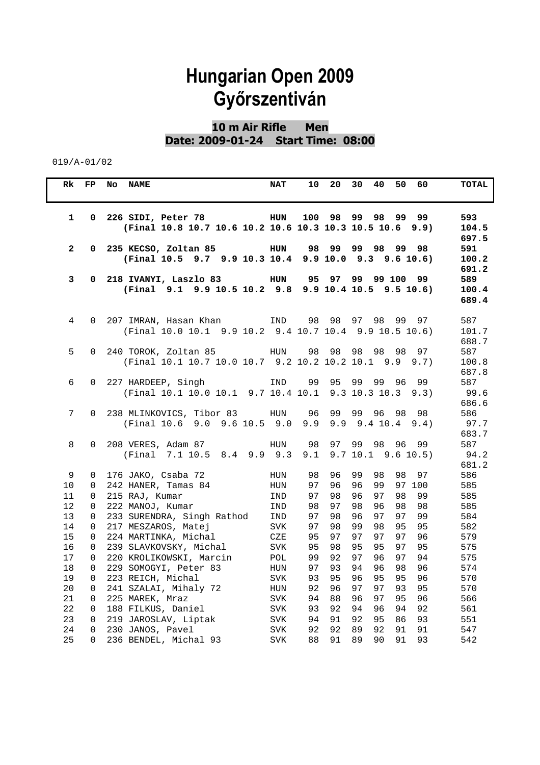# Hungarian Open 2009
# Győrszentiván

**10 m Air Rifle Men**
**Date: 2009-01-24 Start Time: 08:00**

019/A-01/02

| Rk | FP | No | NAME | NAT | 10 | 20 | 30 | 40 | 50 | 60 | TOTAL |
|---|---|---|---|---|---|---|---|---|---|---|---|
| **1** | **0** | **226** | **SIDI, Peter 78** | **HUN** | **100** | **98** | **99** | **98** | **99** | **99** | **593** |
| | | | **(Final 10.8 10.7 10.6 10.2 10.6 10.3 10.3 10.5 10.6 9.9)** | | | | | | | | **104.5** |
| | | | | | | | | | | | **697.5** |
| **2** | **0** | **235** | **KECSO, Zoltan 85** | **HUN** | **98** | **99** | **99** | **98** | **99** | **98** | **591** |
| | | | **(Final 10.5 9.7 9.9 10.3 10.4 9.9 10.0 9.3 9.6 10.6)** | | | | | | | | **100.2** |
| | | | | | | | | | | | **691.2** |
| **3** | **0** | **218** | **IVANYI, Laszlo 83** | **HUN** | **95** | **97** | **99** | **99** | **100** | **99** | **589** |
| | | | **(Final 9.1 9.9 10.5 10.2 9.8 9.9 10.4 10.5 9.5 10.6)** | | | | | | | | **100.4** |
| | | | | | | | | | | | **689.4** |
| 4 | 0 | 207 | IMRAN, Hasan Khan | IND | 98 | 98 | 97 | 98 | 99 | 97 | 587 |
| | | | (Final 10.0 10.1 9.9 10.2 9.4 10.7 10.4 9.9 10.5 10.6) | | | | | | | | 101.7 |
| | | | | | | | | | | | 688.7 |
| 5 | 0 | 240 | TOROK, Zoltan 85 | HUN | 98 | 98 | 98 | 98 | 98 | 97 | 587 |
| | | | (Final 10.1 10.7 10.0 10.7 9.2 10.2 10.2 10.1 9.9 9.7) | | | | | | | | 100.8 |
| | | | | | | | | | | | 687.8 |
| 6 | 0 | 227 | HARDEEP, Singh | IND | 99 | 95 | 99 | 99 | 96 | 99 | 587 |
| | | | (Final 10.1 10.0 10.1 9.7 10.4 10.1 9.3 10.3 10.3 9.3) | | | | | | | | 99.6 |
| | | | | | | | | | | | 686.6 |
| 7 | 0 | 238 | MLINKOVICS, Tibor 83 | HUN | 96 | 99 | 99 | 96 | 98 | 98 | 586 |
| | | | (Final 10.6 9.0 9.6 10.5 9.0 9.9 9.9 9.4 10.4 9.4) | | | | | | | | 97.7 |
| | | | | | | | | | | | 683.7 |
| 8 | 0 | 208 | VERES, Adam 87 | HUN | 98 | 97 | 99 | 98 | 96 | 99 | 587 |
| | | | (Final 7.1 10.5 8.4 9.9 9.3 9.1 9.7 10.1 9.6 10.5) | | | | | | | | 94.2 |
| | | | | | | | | | | | 681.2 |
| 9 | 0 | 176 | JAKO, Csaba 72 | HUN | 98 | 96 | 99 | 98 | 98 | 97 | 586 |
| 10 | 0 | 242 | HANER, Tamas 84 | HUN | 97 | 96 | 96 | 99 | 97 | 100 | 585 |
| 11 | 0 | 215 | RAJ, Kumar | IND | 97 | 98 | 96 | 97 | 98 | 99 | 585 |
| 12 | 0 | 222 | MANOJ, Kumar | IND | 98 | 97 | 98 | 96 | 98 | 98 | 585 |
| 13 | 0 | 233 | SURENDRA, Singh Rathod | IND | 97 | 98 | 96 | 97 | 97 | 99 | 584 |
| 14 | 0 | 217 | MESZAROS, Matej | SVK | 97 | 98 | 99 | 98 | 95 | 95 | 582 |
| 15 | 0 | 224 | MARTINKA, Michal | CZE | 95 | 97 | 97 | 97 | 97 | 96 | 579 |
| 16 | 0 | 239 | SLAVKOVSKY, Michal | SVK | 95 | 98 | 95 | 95 | 97 | 95 | 575 |
| 17 | 0 | 220 | KROLIKOWSKI, Marcin | POL | 99 | 92 | 97 | 96 | 97 | 94 | 575 |
| 18 | 0 | 229 | SOMOGYI, Peter 83 | HUN | 97 | 93 | 94 | 96 | 98 | 96 | 574 |
| 19 | 0 | 223 | REICH, Michal | SVK | 93 | 95 | 96 | 95 | 95 | 96 | 570 |
| 20 | 0 | 241 | SZALAI, Mihaly 72 | HUN | 92 | 96 | 97 | 97 | 93 | 95 | 570 |
| 21 | 0 | 225 | MAREK, Mraz | SVK | 94 | 88 | 96 | 97 | 95 | 96 | 566 |
| 22 | 0 | 188 | FILKUS, Daniel | SVK | 93 | 92 | 94 | 96 | 94 | 92 | 561 |
| 23 | 0 | 219 | JAROSLAV, Liptak | SVK | 94 | 91 | 92 | 95 | 86 | 93 | 551 |
| 24 | 0 | 230 | JANOS, Pavel | SVK | 92 | 92 | 89 | 92 | 91 | 91 | 547 |
| 25 | 0 | 236 | BENDEL, Michal 93 | SVK | 88 | 91 | 89 | 90 | 91 | 93 | 542 |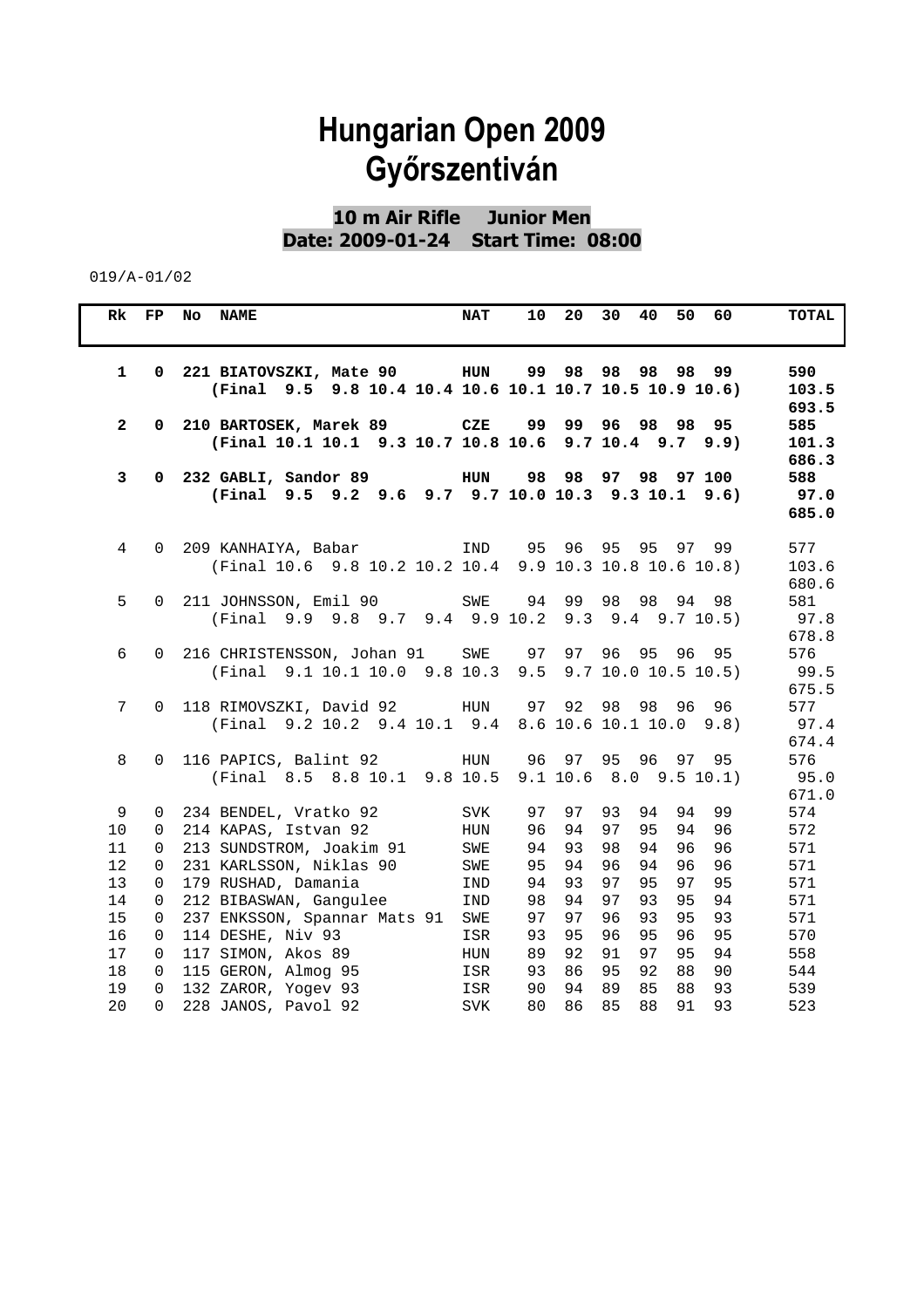# Hungarian Open 2009
# Győrszentiván

**10 m Air Rifle Junior Men**
**Date: 2009-01-24 Start Time: 08:00**

019/A-01/02

| Rk | FP | No | NAME | NAT | 10 | 20 | 30 | 40 | 50 | 60 | TOTAL |
|---|---|---|---|---|---|---|---|---|---|---|---|
| **1** | **0** | **221** | **BIATOVSZKI, Mate 90** | **HUN** | **99** | **98** | **98** | **98** | **98** | **99** | **590** |
| | | | **(Final 9.5 9.8 10.4 10.4 10.6 10.1 10.7 10.5 10.9 10.6)** | | | | | | | | **103.5** |
| | | | | | | | | | | | **693.5** |
| **2** | **0** | **210** | **BARTOSEK, Marek 89** | **CZE** | **99** | **99** | **96** | **98** | **98** | **95** | **585** |
| | | | **(Final 10.1 10.1 9.3 10.7 10.8 10.6 9.7 10.4 9.7 9.9)** | | | | | | | | **101.3** |
| | | | | | | | | | | | **686.3** |
| **3** | **0** | **232** | **GABLI, Sandor 89** | **HUN** | **98** | **98** | **97** | **98** | **97** | **100** | **588** |
| | | | **(Final 9.5 9.2 9.6 9.7 9.7 10.0 10.3 9.3 10.1 9.6)** | | | | | | | | **97.0** |
| | | | | | | | | | | | **685.0** |
| 4 | 0 | 209 | KANHAIYA, Babar | IND | 95 | 96 | 95 | 95 | 97 | 99 | 577 |
| | | | (Final 10.6 9.8 10.2 10.2 10.4 9.9 10.3 10.8 10.6 10.8) | | | | | | | | 103.6 |
| | | | | | | | | | | | 680.6 |
| 5 | 0 | 211 | JOHNSSON, Emil 90 | SWE | 94 | 99 | 98 | 98 | 94 | 98 | 581 |
| | | | (Final 9.9 9.8 9.7 9.4 9.9 10.2 9.3 9.4 9.7 10.5) | | | | | | | | 97.8 |
| | | | | | | | | | | | 678.8 |
| 6 | 0 | 216 | CHRISTENSSON, Johan 91 | SWE | 97 | 97 | 96 | 95 | 96 | 95 | 576 |
| | | | (Final 9.1 10.1 10.0 9.8 10.3 9.5 9.7 10.0 10.5 10.5) | | | | | | | | 99.5 |
| | | | | | | | | | | | 675.5 |
| 7 | 0 | 118 | RIMOVSZKI, David 92 | HUN | 97 | 92 | 98 | 98 | 96 | 96 | 577 |
| | | | (Final 9.2 10.2 9.4 10.1 9.4 8.6 10.6 10.1 10.0 9.8) | | | | | | | | 97.4 |
| | | | | | | | | | | | 674.4 |
| 8 | 0 | 116 | PAPICS, Balint 92 | HUN | 96 | 97 | 95 | 96 | 97 | 95 | 576 |
| | | | (Final 8.5 8.8 10.1 9.8 10.5 9.1 10.6 8.0 9.5 10.1) | | | | | | | | 95.0 |
| | | | | | | | | | | | 671.0 |
| 9 | 0 | 234 | BENDEL, Vratko 92 | SVK | 97 | 97 | 93 | 94 | 94 | 99 | 574 |
| 10 | 0 | 214 | KAPAS, Istvan 92 | HUN | 96 | 94 | 97 | 95 | 94 | 96 | 572 |
| 11 | 0 | 213 | SUNDSTROM, Joakim 91 | SWE | 94 | 93 | 98 | 94 | 96 | 96 | 571 |
| 12 | 0 | 231 | KARLSSON, Niklas 90 | SWE | 95 | 94 | 96 | 94 | 96 | 96 | 571 |
| 13 | 0 | 179 | RUSHAD, Damania | IND | 94 | 93 | 97 | 95 | 97 | 95 | 571 |
| 14 | 0 | 212 | BIBASWAN, Gangulee | IND | 98 | 94 | 97 | 93 | 95 | 94 | 571 |
| 15 | 0 | 237 | ENKSSON, Spannar Mats 91 | SWE | 97 | 97 | 96 | 93 | 95 | 93 | 571 |
| 16 | 0 | 114 | DESHE, Niv 93 | ISR | 93 | 95 | 96 | 95 | 96 | 95 | 570 |
| 17 | 0 | 117 | SIMON, Akos 89 | HUN | 89 | 92 | 91 | 97 | 95 | 94 | 558 |
| 18 | 0 | 115 | GERON, Almog 95 | ISR | 93 | 86 | 95 | 92 | 88 | 90 | 544 |
| 19 | 0 | 132 | ZAROR, Yogev 93 | ISR | 90 | 94 | 89 | 85 | 88 | 93 | 539 |
| 20 | 0 | 228 | JANOS, Pavol 92 | SVK | 80 | 86 | 85 | 88 | 91 | 93 | 523 |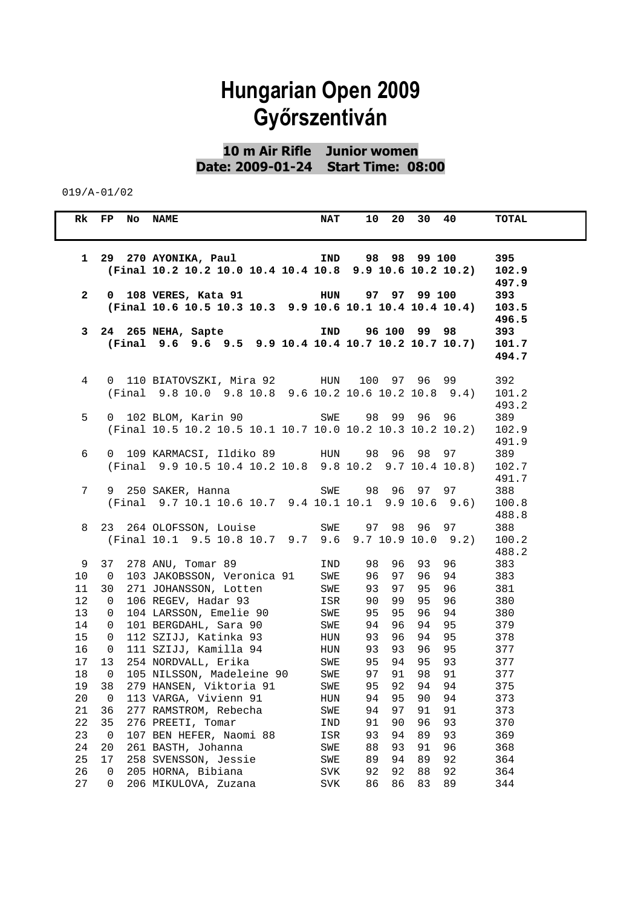# Hungarian Open 2009
# Győrszentiván

**10 m Air Rifle Junior women**
**Date: 2009-01-24 Start Time: 08:00**

019/A-01/02

| Rk | FP | No | NAME | NAT | 10 | 20 | 30 | 40 | TOTAL |
|---|---|---|---|---|---|---|---|---|---|
| **1** | **29** | **270** | **AYONIKA, Paul** | **IND** | **98** | **98** | **99** | **100** | **395** |
| | | | **(Final 10.2 10.2 10.0 10.4 10.4 10.8 9.9 10.6 10.2 10.2)** | | | | | | **102.9** / **497.9** |
| **2** | **0** | **108** | **VERES, Kata 91** | **HUN** | **97** | **97** | **99** | **100** | **393** |
| | | | **(Final 10.6 10.5 10.3 10.3 9.9 10.6 10.1 10.4 10.4 10.4)** | | | | | | **103.5** / **496.5** |
| **3** | **24** | **265** | **NEHA, Sapte** | **IND** | **96** | **100** | **99** | **98** | **393** |
| | | | **(Final 9.6 9.6 9.5 9.9 10.4 10.4 10.7 10.2 10.7 10.7)** | | | | | | **101.7** / **494.7** |
| 4 | 0 | 110 | BIATOVSZKI, Mira 92 | HUN | 100 | 97 | 96 | 99 | 392 |
| | | | (Final 9.8 10.0 9.8 10.8 9.6 10.2 10.6 10.2 10.8 9.4) | | | | | | 101.2 / 493.2 |
| 5 | 0 | 102 | BLOM, Karin 90 | SWE | 98 | 99 | 96 | 96 | 389 |
| | | | (Final 10.5 10.2 10.5 10.1 10.7 10.0 10.2 10.3 10.2 10.2) | | | | | | 102.9 / 491.9 |
| 6 | 0 | 109 | KARMACSI, Ildiko 89 | HUN | 98 | 96 | 98 | 97 | 389 |
| | | | (Final 9.9 10.5 10.4 10.2 10.8 9.8 10.2 9.7 10.4 10.8) | | | | | | 102.7 / 491.7 |
| 7 | 9 | 250 | SAKER, Hanna | SWE | 98 | 96 | 97 | 97 | 388 |
| | | | (Final 9.7 10.1 10.6 10.7 9.4 10.1 10.1 9.9 10.6 9.6) | | | | | | 100.8 / 488.8 |
| 8 | 23 | 264 | OLOFSSON, Louise | SWE | 97 | 98 | 96 | 97 | 388 |
| | | | (Final 10.1 9.5 10.8 10.7 9.7 9.6 9.7 10.9 10.0 9.2) | | | | | | 100.2 / 488.2 |
| 9 | 37 | 278 | ANU, Tomar 89 | IND | 98 | 96 | 93 | 96 | 383 |
| 10 | 0 | 103 | JAKOBSSON, Veronica 91 | SWE | 96 | 97 | 96 | 94 | 383 |
| 11 | 30 | 271 | JOHANSSON, Lotten | SWE | 93 | 97 | 95 | 96 | 381 |
| 12 | 0 | 106 | REGEV, Hadar 93 | ISR | 90 | 99 | 95 | 96 | 380 |
| 13 | 0 | 104 | LARSSON, Emelie 90 | SWE | 95 | 95 | 96 | 94 | 380 |
| 14 | 0 | 101 | BERGDAHL, Sara 90 | SWE | 94 | 96 | 94 | 95 | 379 |
| 15 | 0 | 112 | SZIJJ, Katinka 93 | HUN | 93 | 96 | 94 | 95 | 378 |
| 16 | 0 | 111 | SZIJJ, Kamilla 94 | HUN | 93 | 93 | 96 | 95 | 377 |
| 17 | 13 | 254 | NORDVALL, Erika | SWE | 95 | 94 | 95 | 93 | 377 |
| 18 | 0 | 105 | NILSSON, Madeleine 90 | SWE | 97 | 91 | 98 | 91 | 377 |
| 19 | 38 | 279 | HANSEN, Viktoria 91 | SWE | 95 | 92 | 94 | 94 | 375 |
| 20 | 0 | 113 | VARGA, Vivienn 91 | HUN | 94 | 95 | 90 | 94 | 373 |
| 21 | 36 | 277 | RAMSTROM, Rebecha | SWE | 94 | 97 | 91 | 91 | 373 |
| 22 | 35 | 276 | PREETI, Tomar | IND | 91 | 90 | 96 | 93 | 370 |
| 23 | 0 | 107 | BEN HEFER, Naomi 88 | ISR | 93 | 94 | 89 | 93 | 369 |
| 24 | 20 | 261 | BASTH, Johanna | SWE | 88 | 93 | 91 | 96 | 368 |
| 25 | 17 | 258 | SVENSSON, Jessie | SWE | 89 | 94 | 89 | 92 | 364 |
| 26 | 0 | 205 | HORNA, Bibiana | SVK | 92 | 92 | 88 | 92 | 364 |
| 27 | 0 | 206 | MIKULOVA, Zuzana | SVK | 86 | 86 | 83 | 89 | 344 |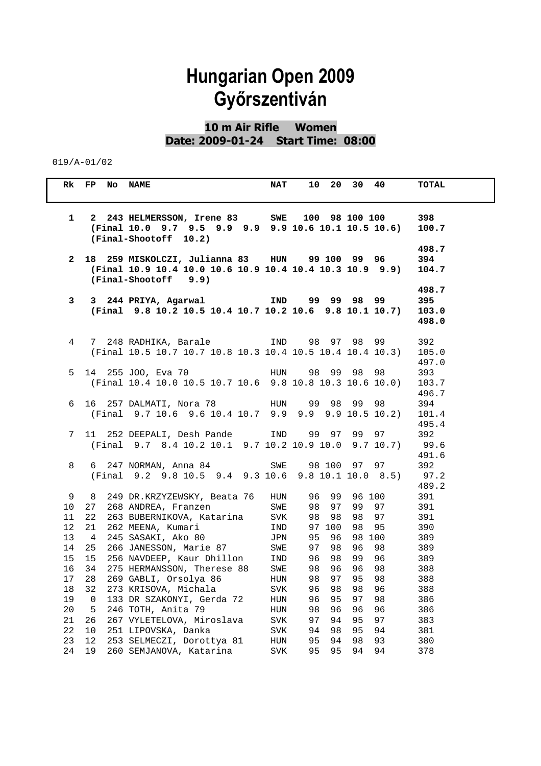# Hungarian Open 2009
# Győrszentiván

**10 m Air Rifle Women**
**Date: 2009-01-24 Start Time: 08:00**

019/A-01/02

| Rk | FP | No | NAME | NAT | 10 | 20 | 30 | 40 | TOTAL |
|---|---|---|---|---|---|---|---|---|---|
| **1** | **2** | **243** | **HELMERSSON, Irene 83** | **SWE** | **100** | **98** | **100** | **100** | **398** |
| | | | **(Final 10.0 9.7 9.5 9.9 9.9 9.9 10.6 10.1 10.5 10.6)** | | | | | | **100.7** |
| | | | **(Final-Shootoff 10.2)** | | | | | | |
| | | | | | | | | | **498.7** |
| **2** | **18** | **259** | **MISKOLCZI, Julianna 83** | **HUN** | **99** | **100** | **99** | **96** | **394** |
| | | | **(Final 10.9 10.4 10.0 10.6 10.9 10.4 10.4 10.3 10.9 9.9)** | | | | | | **104.7** |
| | | | **(Final-Shootoff 9.9)** | | | | | | |
| | | | | | | | | | **498.7** |
| **3** | **3** | **244** | **PRIYA, Agarwal** | **IND** | **99** | **99** | **98** | **99** | **395** |
| | | | **(Final 9.8 10.2 10.5 10.4 10.7 10.2 10.6 9.8 10.1 10.7)** | | | | | | **103.0** |
| | | | | | | | | | **498.0** |
| 4 | 7 | 248 | RADHIKA, Barale | IND | 98 | 97 | 98 | 99 | 392 |
| | | | (Final 10.5 10.7 10.7 10.8 10.3 10.4 10.5 10.4 10.4 10.3) | | | | | | 105.0 |
| | | | | | | | | | 497.0 |
| 5 | 14 | 255 | JOO, Eva 70 | HUN | 98 | 99 | 98 | 98 | 393 |
| | | | (Final 10.4 10.0 10.5 10.7 10.6 9.8 10.8 10.3 10.6 10.0) | | | | | | 103.7 |
| | | | | | | | | | 496.7 |
| 6 | 16 | 257 | DALMATI, Nora 78 | HUN | 99 | 98 | 99 | 98 | 394 |
| | | | (Final 9.7 10.6 9.6 10.4 10.7 9.9 9.9 9.9 10.5 10.2) | | | | | | 101.4 |
| | | | | | | | | | 495.4 |
| 7 | 11 | 252 | DEEPALI, Desh Pande | IND | 99 | 97 | 99 | 97 | 392 |
| | | | (Final 9.7 8.4 10.2 10.1 9.7 10.2 10.9 10.0 9.7 10.7) | | | | | | 99.6 |
| | | | | | | | | | 491.6 |
| 8 | 6 | 247 | NORMAN, Anna 84 | SWE | 98 | 100 | 97 | 97 | 392 |
| | | | (Final 9.2 9.8 10.5 9.4 9.3 10.6 9.8 10.1 10.0 8.5) | | | | | | 97.2 |
| | | | | | | | | | 489.2 |
| 9 | 8 | 249 | DR.KRZYZEWSKY, Beata 76 | HUN | 96 | 99 | 96 | 100 | 391 |
| 10 | 27 | 268 | ANDREA, Franzen | SWE | 98 | 97 | 99 | 97 | 391 |
| 11 | 22 | 263 | BUBERNIKOVA, Katarina | SVK | 98 | 98 | 98 | 97 | 391 |
| 12 | 21 | 262 | MEENA, Kumari | IND | 97 | 100 | 98 | 95 | 390 |
| 13 | 4 | 245 | SASAKI, Ako 80 | JPN | 95 | 96 | 98 | 100 | 389 |
| 14 | 25 | 266 | JANESSON, Marie 87 | SWE | 97 | 98 | 96 | 98 | 389 |
| 15 | 15 | 256 | NAVDEEP, Kaur Dhillon | IND | 96 | 98 | 99 | 96 | 389 |
| 16 | 34 | 275 | HERMANSSON, Therese 88 | SWE | 98 | 96 | 96 | 98 | 388 |
| 17 | 28 | 269 | GABLI, Orsolya 86 | HUN | 98 | 97 | 95 | 98 | 388 |
| 18 | 32 | 273 | KRISOVA, Michala | SVK | 96 | 98 | 98 | 96 | 388 |
| 19 | 0 | 133 | DR SZAKONYI, Gerda 72 | HUN | 96 | 95 | 97 | 98 | 386 |
| 20 | 5 | 246 | TOTH, Anita 79 | HUN | 98 | 96 | 96 | 96 | 386 |
| 21 | 26 | 267 | VYLETELOVA, Miroslava | SVK | 97 | 94 | 95 | 97 | 383 |
| 22 | 10 | 251 | LIPOVSKA, Danka | SVK | 94 | 98 | 95 | 94 | 381 |
| 23 | 12 | 253 | SELMECZI, Dorottya 81 | HUN | 95 | 94 | 98 | 93 | 380 |
| 24 | 19 | 260 | SEMJANOVA, Katarina | SVK | 95 | 95 | 94 | 94 | 378 |